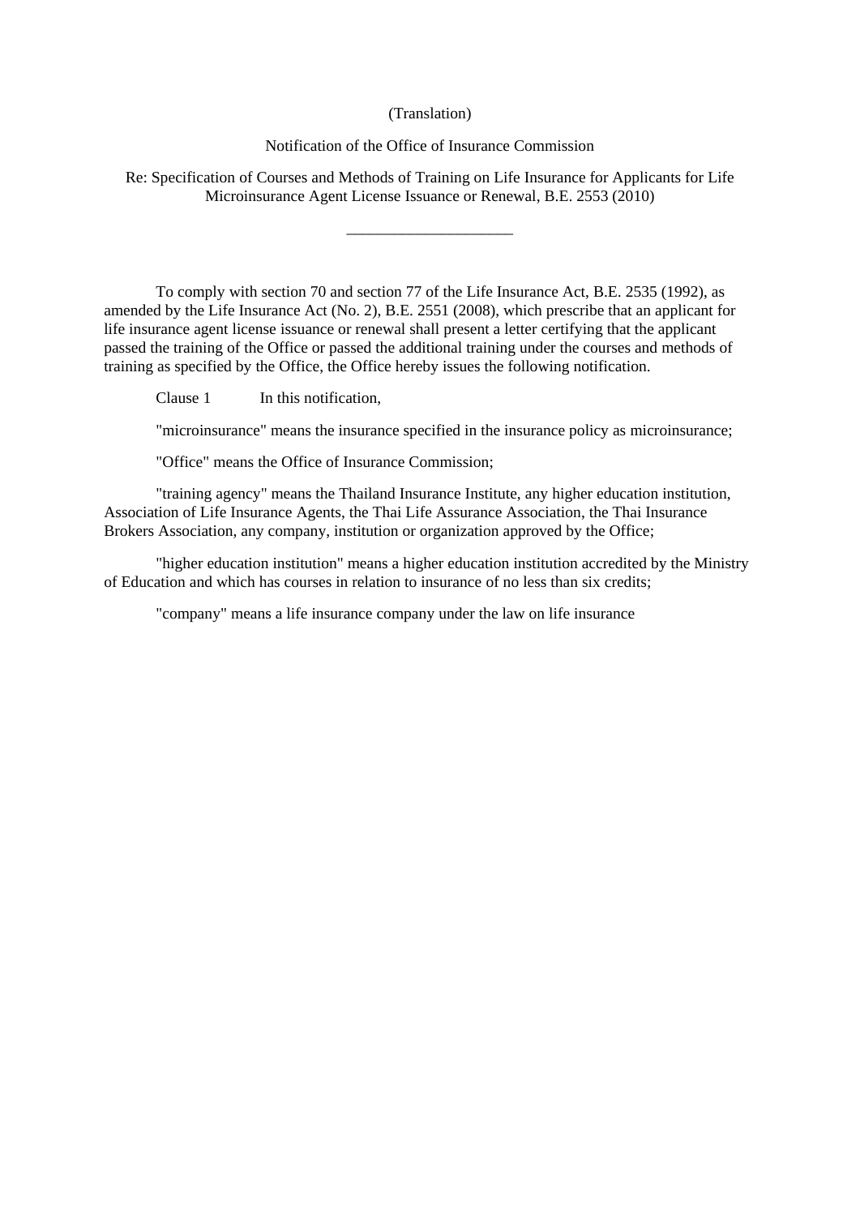(Translation)

Notification of the Office of Insurance Commission

Re: Specification of Courses and Methods of Training on Life Insurance for Applicants for Life Microinsurance Agent License Issuance or Renewal, B.E. 2553 (2010)

---

To comply with section 70 and section 77 of the Life Insurance Act, B.E. 2535 (1992), as amended by the Life Insurance Act (No. 2), B.E. 2551 (2008), which prescribe that an applicant for life insurance agent license issuance or renewal shall present a letter certifying that the applicant passed the training of the Office or passed the additional training under the courses and methods of training as specified by the Office, the Office hereby issues the following notification.

Clause 1 In this notification,

"microinsurance" means the insurance specified in the insurance policy as microinsurance;

"Office" means the Office of Insurance Commission;

"training agency" means the Thailand Insurance Institute, any higher education institution, Association of Life Insurance Agents, the Thai Life Assurance Association, the Thai Insurance Brokers Association, any company, institution or organization approved by the Office;

"higher education institution" means a higher education institution accredited by the Ministry of Education and which has courses in relation to insurance of no less than six credits;

"company" means a life insurance company under the law on life insurance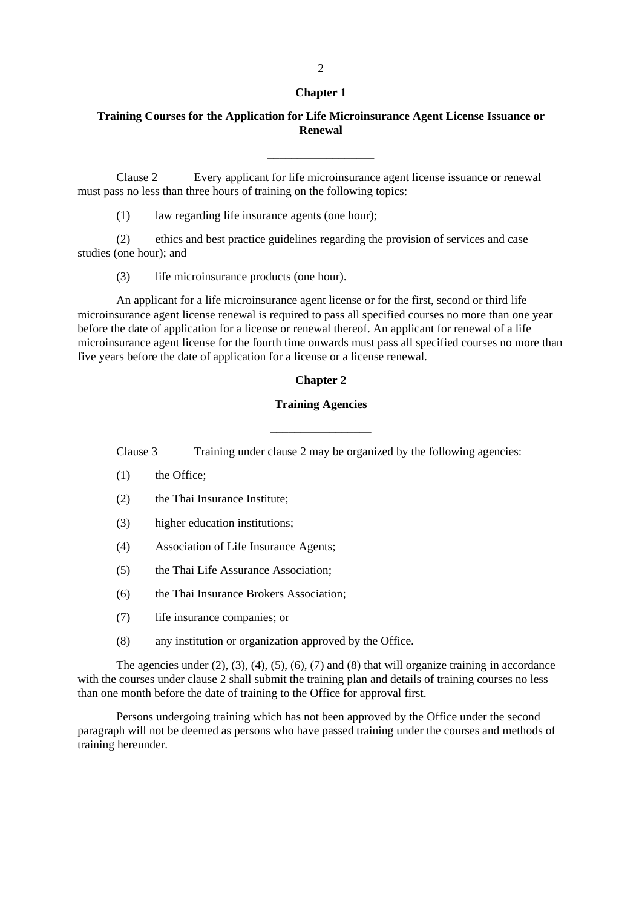## Chapter 1

## Training Courses for the Application for Life Microinsurance Agent License Issuance or Renewal

---

Clause 2 Every applicant for life microinsurance agent license issuance or renewal must pass no less than three hours of training on the following topics:

(1) law regarding life insurance agents (one hour);

(2) ethics and best practice guidelines regarding the provision of services and case studies (one hour); and

(3) life microinsurance products (one hour).

An applicant for a life microinsurance agent license or for the first, second or third life microinsurance agent license renewal is required to pass all specified courses no more than one year before the date of application for a license or renewal thereof. An applicant for renewal of a life microinsurance agent license for the fourth time onwards must pass all specified courses no more than five years before the date of application for a license or a license renewal.

## Chapter 2

## Training Agencies

---

Clause 3 Training under clause 2 may be organized by the following agencies:

(1) the Office;

(2) the Thai Insurance Institute;

(3) higher education institutions;

(4) Association of Life Insurance Agents;

(5) the Thai Life Assurance Association;

(6) the Thai Insurance Brokers Association;

(7) life insurance companies; or

(8) any institution or organization approved by the Office.

The agencies under (2), (3), (4), (5), (6), (7) and (8) that will organize training in accordance with the courses under clause 2 shall submit the training plan and details of training courses no less than one month before the date of training to the Office for approval first.

Persons undergoing training which has not been approved by the Office under the second paragraph will not be deemed as persons who have passed training under the courses and methods of training hereunder.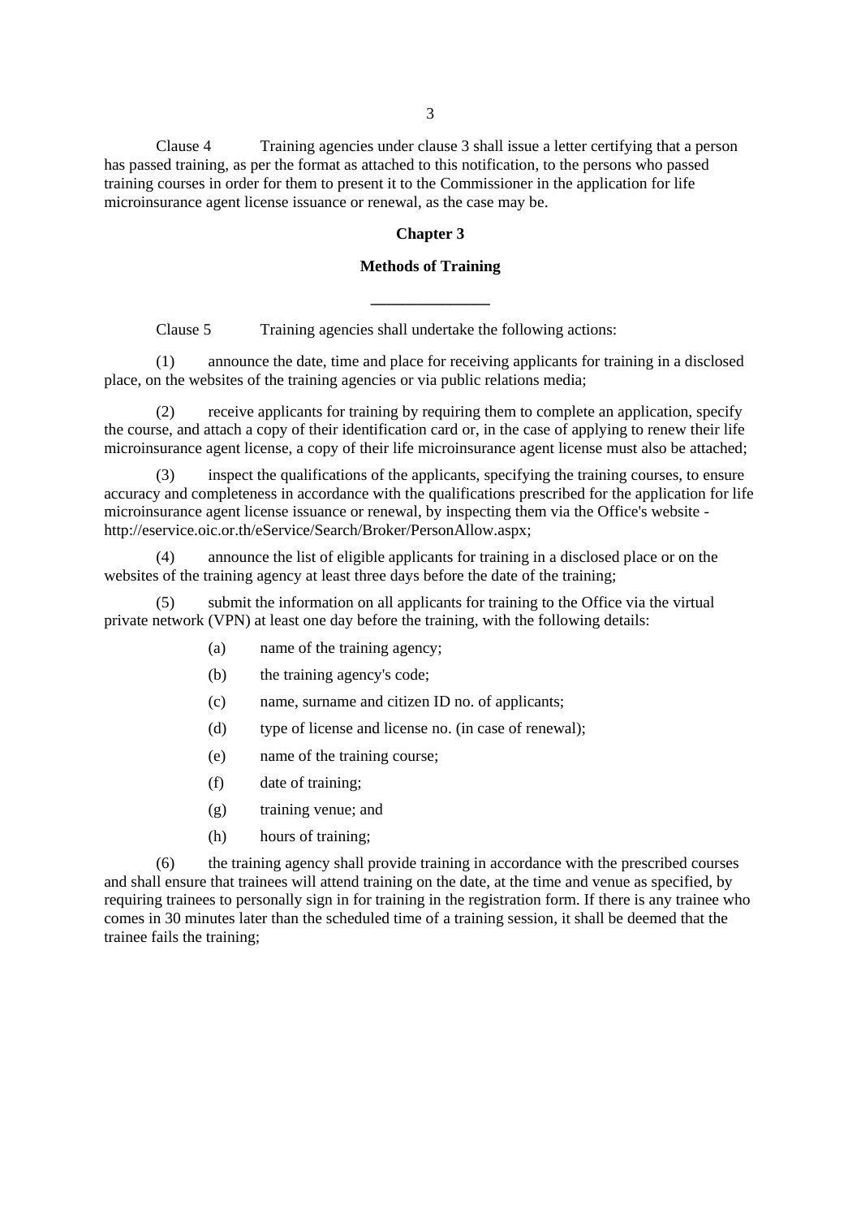Clause 4 Training agencies under clause 3 shall issue a letter certifying that a person has passed training, as per the format as attached to this notification, to the persons who passed training courses in order for them to present it to the Commissioner in the application for life microinsurance agent license issuance or renewal, as the case may be.

## Chapter 3

## Methods of Training

---

Clause 5 Training agencies shall undertake the following actions:

(1) announce the date, time and place for receiving applicants for training in a disclosed place, on the websites of the training agencies or via public relations media;

(2) receive applicants for training by requiring them to complete an application, specify the course, and attach a copy of their identification card or, in the case of applying to renew their life microinsurance agent license, a copy of their life microinsurance agent license must also be attached;

(3) inspect the qualifications of the applicants, specifying the training courses, to ensure accuracy and completeness in accordance with the qualifications prescribed for the application for life microinsurance agent license issuance or renewal, by inspecting them via the Office's website - http://eservice.oic.or.th/eService/Search/Broker/PersonAllow.aspx;

(4) announce the list of eligible applicants for training in a disclosed place or on the websites of the training agency at least three days before the date of the training;

(5) submit the information on all applicants for training to the Office via the virtual private network (VPN) at least one day before the training, with the following details:

(a) name of the training agency;

(b) the training agency's code;

(c) name, surname and citizen ID no. of applicants;

(d) type of license and license no. (in case of renewal);

(e) name of the training course;

(f) date of training;

(g) training venue; and

(h) hours of training;

(6) the training agency shall provide training in accordance with the prescribed courses and shall ensure that trainees will attend training on the date, at the time and venue as specified, by requiring trainees to personally sign in for training in the registration form. If there is any trainee who comes in 30 minutes later than the scheduled time of a training session, it shall be deemed that the trainee fails the training;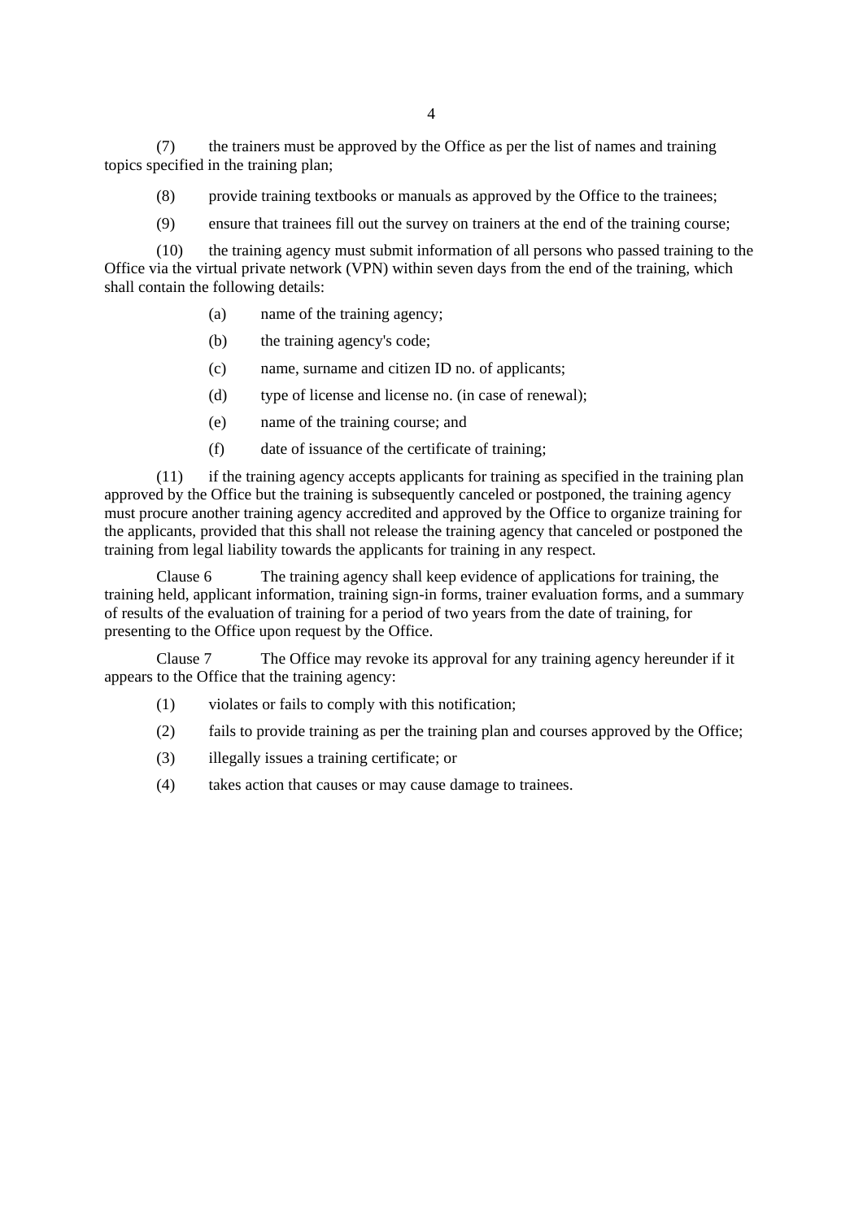(7) the trainers must be approved by the Office as per the list of names and training topics specified in the training plan;

(8) provide training textbooks or manuals as approved by the Office to the trainees;

(9) ensure that trainees fill out the survey on trainers at the end of the training course;

(10) the training agency must submit information of all persons who passed training to the Office via the virtual private network (VPN) within seven days from the end of the training, which shall contain the following details:

(a) name of the training agency;

(b) the training agency's code;

(c) name, surname and citizen ID no. of applicants;

(d) type of license and license no. (in case of renewal);

(e) name of the training course; and

(f) date of issuance of the certificate of training;

(11) if the training agency accepts applicants for training as specified in the training plan approved by the Office but the training is subsequently canceled or postponed, the training agency must procure another training agency accredited and approved by the Office to organize training for the applicants, provided that this shall not release the training agency that canceled or postponed the training from legal liability towards the applicants for training in any respect.

Clause 6 The training agency shall keep evidence of applications for training, the training held, applicant information, training sign-in forms, trainer evaluation forms, and a summary of results of the evaluation of training for a period of two years from the date of training, for presenting to the Office upon request by the Office.

Clause 7 The Office may revoke its approval for any training agency hereunder if it appears to the Office that the training agency:

(1) violates or fails to comply with this notification;

(2) fails to provide training as per the training plan and courses approved by the Office;

(3) illegally issues a training certificate; or

(4) takes action that causes or may cause damage to trainees.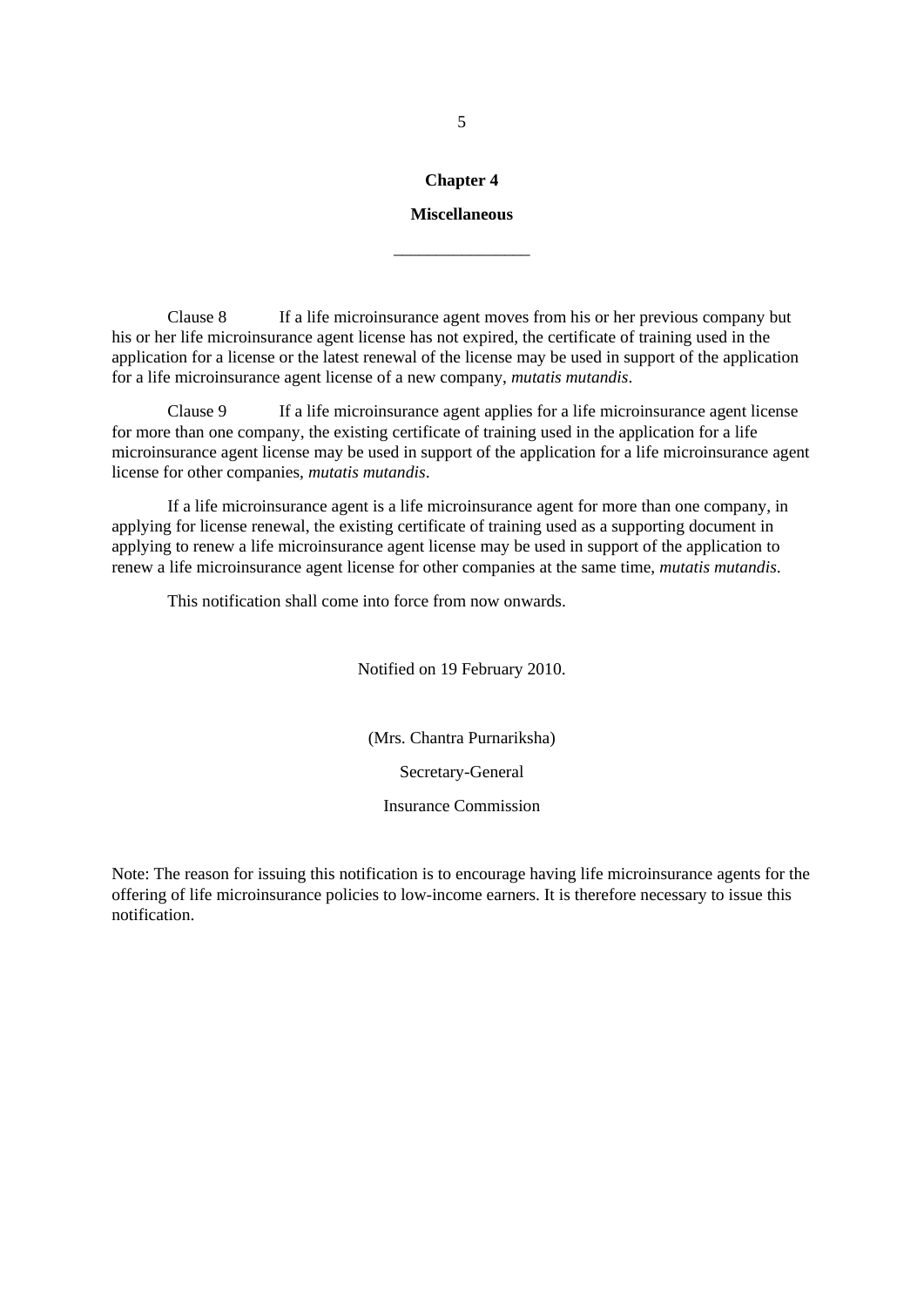## Chapter 4

## Miscellaneous

---

Clause 8 If a life microinsurance agent moves from his or her previous company but his or her life microinsurance agent license has not expired, the certificate of training used in the application for a license or the latest renewal of the license may be used in support of the application for a life microinsurance agent license of a new company, *mutatis mutandis*.

Clause 9 If a life microinsurance agent applies for a life microinsurance agent license for more than one company, the existing certificate of training used in the application for a life microinsurance agent license may be used in support of the application for a life microinsurance agent license for other companies, *mutatis mutandis*.

If a life microinsurance agent is a life microinsurance agent for more than one company, in applying for license renewal, the existing certificate of training used as a supporting document in applying to renew a life microinsurance agent license may be used in support of the application to renew a life microinsurance agent license for other companies at the same time, *mutatis mutandis*.

This notification shall come into force from now onwards.

Notified on 19 February 2010.

(Mrs. Chantra Purnariksha)

Secretary-General

Insurance Commission

Note: The reason for issuing this notification is to encourage having life microinsurance agents for the offering of life microinsurance policies to low-income earners. It is therefore necessary to issue this notification.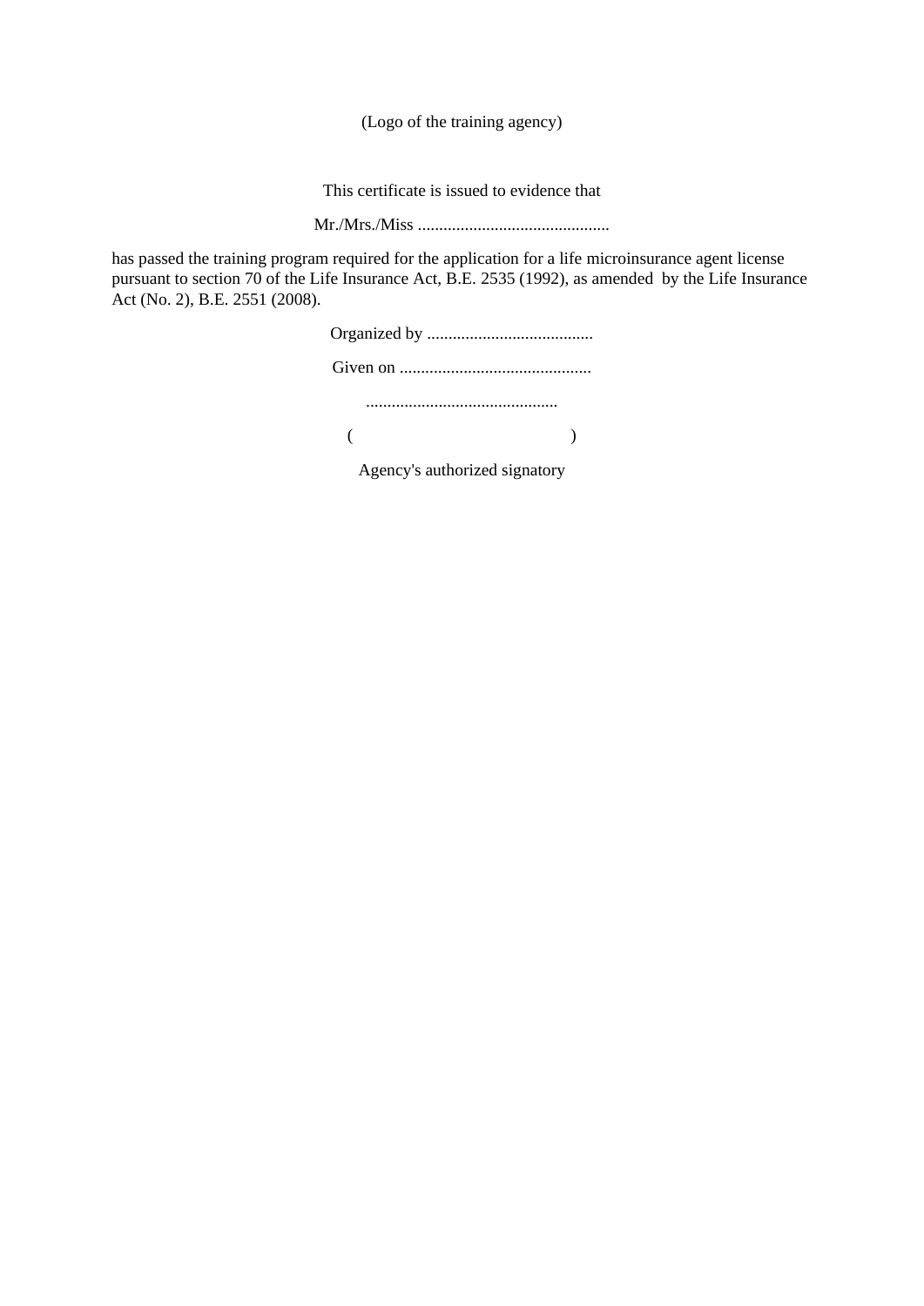(Logo of the training agency)

This certificate is issued to evidence that

Mr./Mrs./Miss .............................................

has passed the training program required for the application for a life microinsurance agent license pursuant to section 70 of the Life Insurance Act, B.E. 2535 (1992), as amended by the Life Insurance Act (No. 2), B.E. 2551 (2008).

Organized by .......................................

Given on .............................................

.............................................

( )

Agency's authorized signatory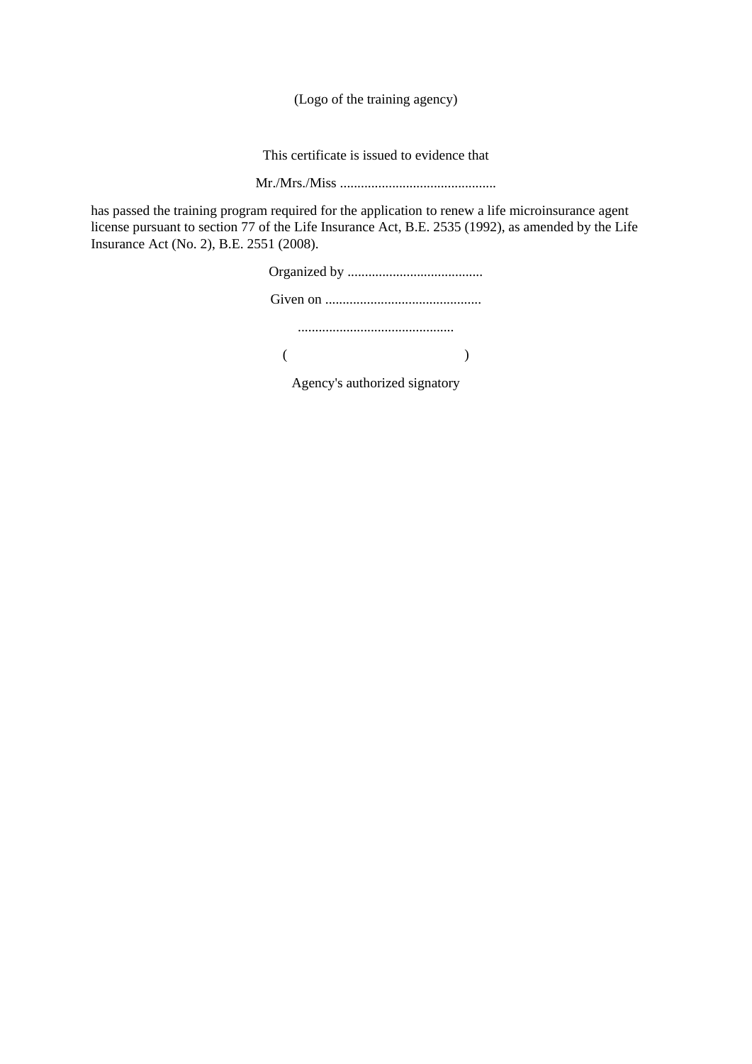(Logo of the training agency)

This certificate is issued to evidence that

Mr./Mrs./Miss .............................................

has passed the training program required for the application to renew a life microinsurance agent license pursuant to section 77 of the Life Insurance Act, B.E. 2535 (1992), as amended by the Life Insurance Act (No. 2), B.E. 2551 (2008).

Organized by .......................................

Given on .............................................

.............................................

( )

Agency's authorized signatory